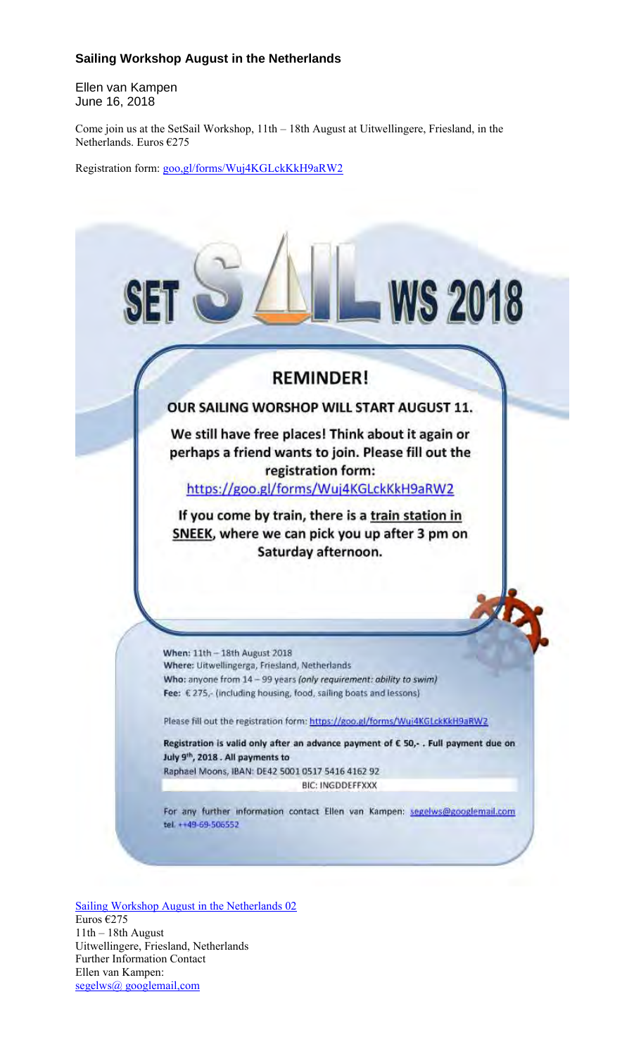### Sailing Workshop August in the Netherlands

Ellen van Kampen
June 16, 2018

Come join us at the SetSail Workshop, 11th – 18th August at Uitwellingere, Friesland, in the Netherlands. Euros €275

Registration form: goo,gl/forms/Wuj4KGLckKkH9aRW2

SET SAIL WS 2018

## REMINDER!

**OUR SAILING WORSHOP WILL START AUGUST 11.**

**We still have free places! Think about it again or perhaps a friend wants to join. Please fill out the registration form:**

https://goo.gl/forms/Wuj4KGLckKkH9aRW2

**If you come by train, there is a train station in SNEEK, where we can pick you up after 3 pm on Saturday afternoon.**

**When:** 11th – 18th August 2018
**Where:** Uitwellingerga, Friesland, Netherlands
**Who:** anyone from 14 – 99 years *(only requirement: ability to swim)*
**Fee:** € 275,- (including housing, food, sailing boats and lessons)

Please fill out the registration form: https://goo.gl/forms/Wuj4KGLckKkH9aRW2

**Registration is valid only after an advance payment of € 50,- . Full payment due on July 9th, 2018 . All payments to**
Raphael Moons, IBAN: DE42 5001 0517 5416 4162 92
BIC: INGDDEFFXXX

For any further information contact Ellen van Kampen: segelws@googlemail.com
tel. ++49-69-506552

Sailing Workshop August in the Netherlands 02
Euros €275
11th – 18th August
Uitwellingere, Friesland, Netherlands
Further Information Contact
Ellen van Kampen:
segelws@ googlemail,com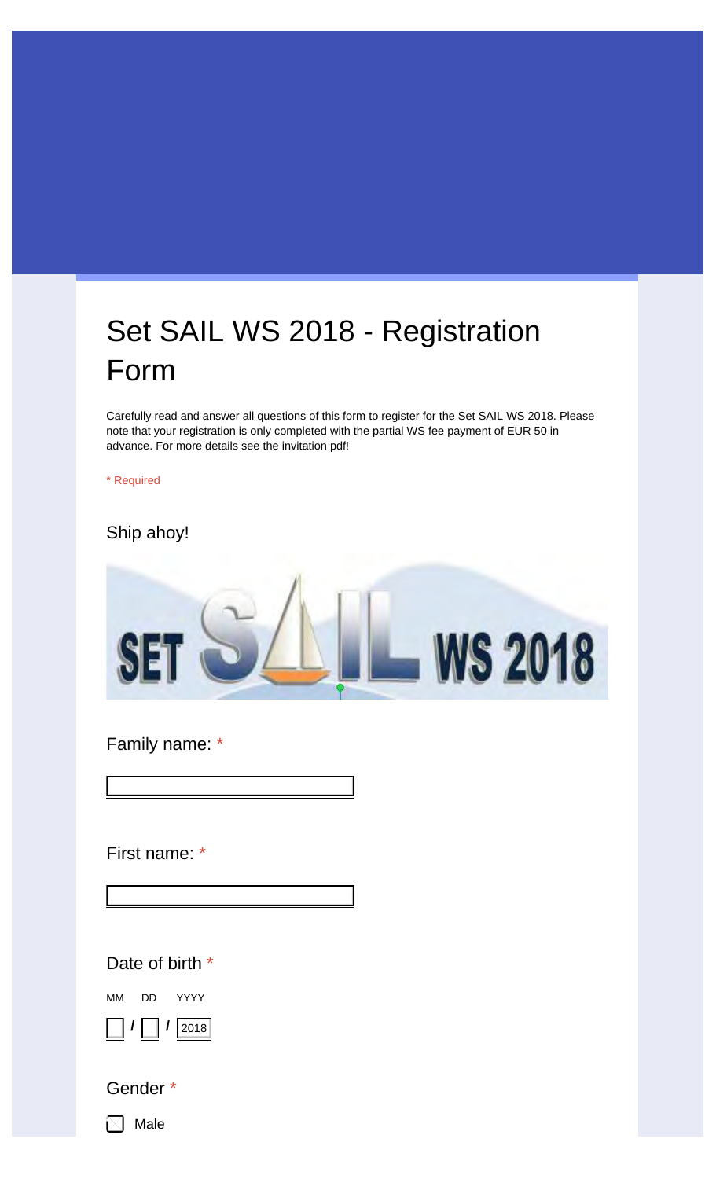# Set SAIL WS 2018 - Registration Form

Carefully read and answer all questions of this form to register for the Set SAIL WS 2018. Please note that your registration is only completed with the partial WS fee payment of EUR 50 in advance. For more details see the invitation pdf!

\* Required

## Ship ahoy!

Family name: *

First name: *

Date of birth *

MM DD YYYY

__ / __ / 2018

Gender *

- [ ] Male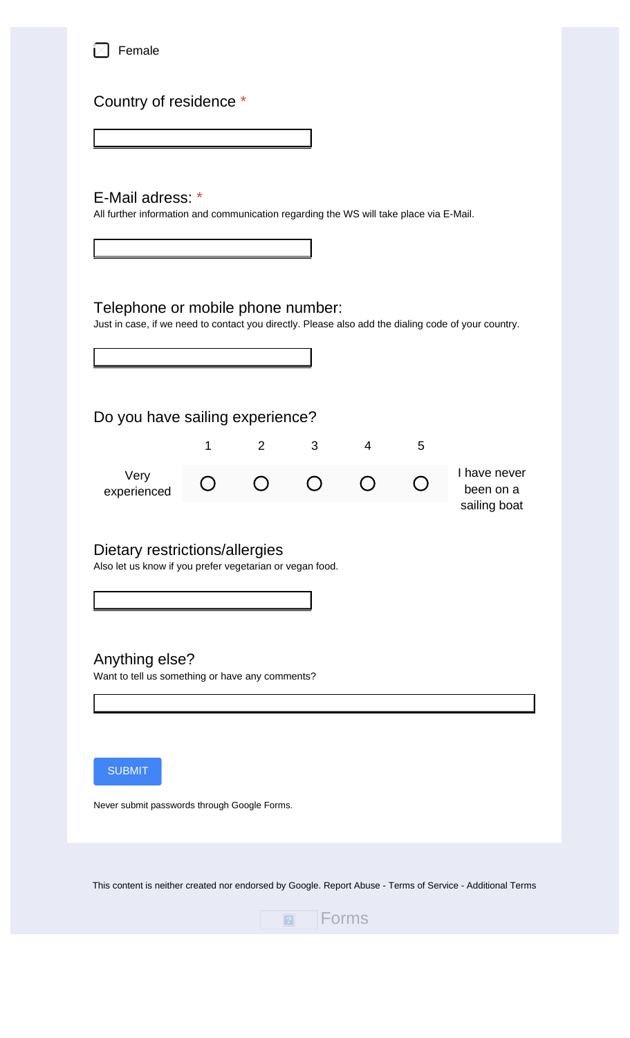☐ Female

Country of residence *

E-Mail adress: *

All further information and communication regarding the WS will take place via E-Mail.

Telephone or mobile phone number:

Just in case, if we need to contact you directly. Please also add the dialing code of your country.

Do you have sailing experience?

| | 1 | 2 | 3 | 4 | 5 | |
|---|---|---|---|---|---|---|
| Very experienced | ○ | ○ | ○ | ○ | ○ | I have never been on a sailing boat |

Dietary restrictions/allergies

Also let us know if you prefer vegetarian or vegan food.

Anything else?

Want to tell us something or have any comments?

SUBMIT

Never submit passwords through Google Forms.

This content is neither created nor endorsed by Google. Report Abuse - Terms of Service - Additional Terms

Forms